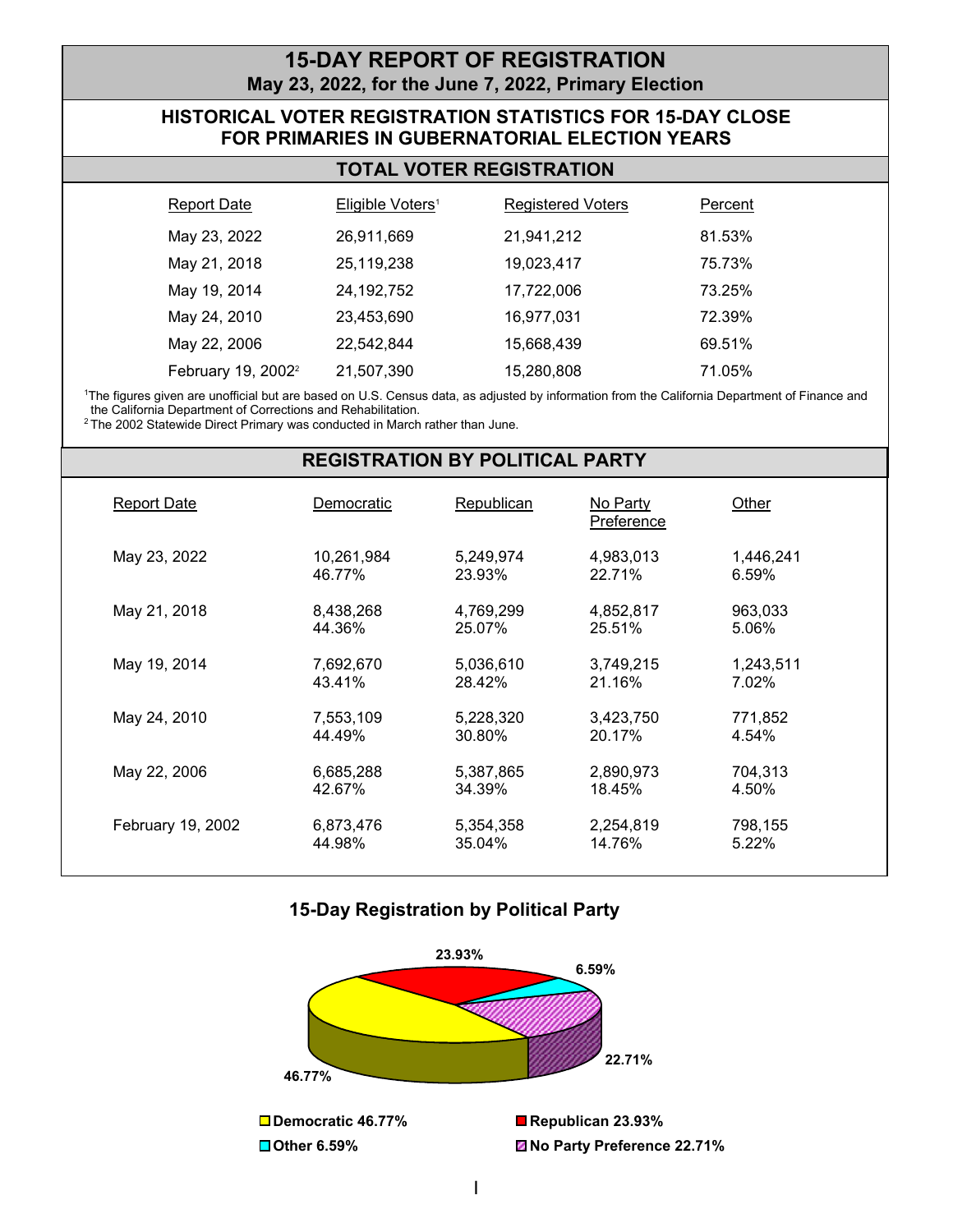# 15-DAY REPORT OF REGISTRATION

**May 23, 2022, for the June 7, 2022, Primary Election**

## HISTORICAL VOTER REGISTRATION STATISTICS FOR 15-DAY CLOSE FOR PRIMARIES IN GUBERNATORIAL ELECTION YEARS

### TOTAL VOTER REGISTRATION

| Report Date | Eligible Voters[1] | Registered Voters | Percent |
|---|---|---|---|
| May 23, 2022 | 26,911,669 | 21,941,212 | 81.53% |
| May 21, 2018 | 25,119,238 | 19,023,417 | 75.73% |
| May 19, 2014 | 24,192,752 | 17,722,006 | 73.25% |
| May 24, 2010 | 23,453,690 | 16,977,031 | 72.39% |
| May 22, 2006 | 22,542,844 | 15,668,439 | 69.51% |
| February 19, 2002[2] | 21,507,390 | 15,280,808 | 71.05% |

[1] The figures given are unofficial but are based on U.S. Census data, as adjusted by information from the California Department of Finance and the California Department of Corrections and Rehabilitation.

[2] The 2002 Statewide Direct Primary was conducted in March rather than June.

### REGISTRATION BY POLITICAL PARTY

| Report Date | Democratic | Republican | No Party Preference | Other |
|---|---|---|---|---|
| May 23, 2022 | 10,261,984<br>46.77% | 5,249,974<br>23.93% | 4,983,013<br>22.71% | 1,446,241<br>6.59% |
| May 21, 2018 | 8,438,268<br>44.36% | 4,769,299<br>25.07% | 4,852,817<br>25.51% | 963,033<br>5.06% |
| May 19, 2014 | 7,692,670<br>43.41% | 5,036,610<br>28.42% | 3,749,215<br>21.16% | 1,243,511<br>7.02% |
| May 24, 2010 | 7,553,109<br>44.49% | 5,228,320<br>30.80% | 3,423,750<br>20.17% | 771,852<br>4.54% |
| May 22, 2006 | 6,685,288<br>42.67% | 5,387,865<br>34.39% | 2,890,973<br>18.45% | 704,313<br>4.50% |
| February 19, 2002 | 6,873,476<br>44.98% | 5,354,358<br>35.04% | 2,254,819<br>14.76% | 798,155<br>5.22% |

### 15-Day Registration by Political Party

- Democratic 46.77%
- Republican 23.93%
- Other 6.59%
- No Party Preference 22.71%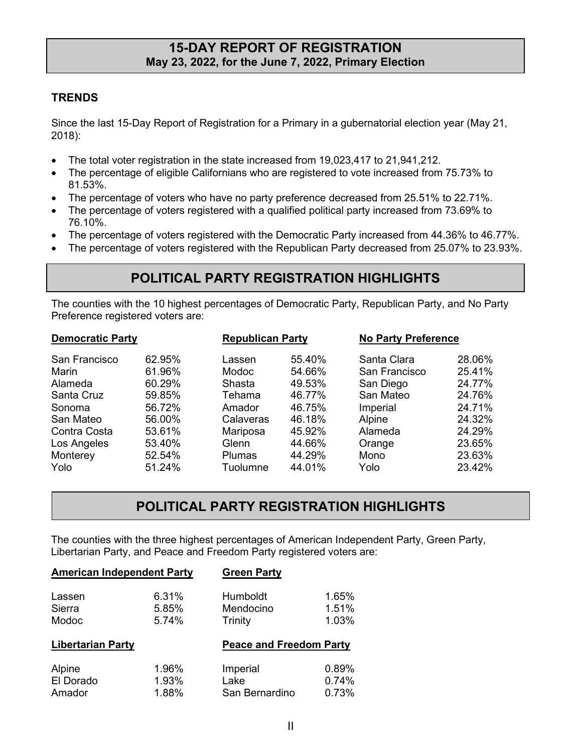# 15-DAY REPORT OF REGISTRATION

**May 23, 2022, for the June 7, 2022, Primary Election**

### TRENDS

Since the last 15-Day Report of Registration for a Primary in a gubernatorial election year (May 21, 2018):

- The total voter registration in the state increased from 19,023,417 to 21,941,212.
- The percentage of eligible Californians who are registered to vote increased from 75.73% to 81.53%.
- The percentage of voters who have no party preference decreased from 25.51% to 22.71%.
- The percentage of voters registered with a qualified political party increased from 73.69% to 76.10%.
- The percentage of voters registered with the Democratic Party increased from 44.36% to 46.77%.
- The percentage of voters registered with the Republican Party decreased from 25.07% to 23.93%.

## POLITICAL PARTY REGISTRATION HIGHLIGHTS

The counties with the 10 highest percentages of Democratic Party, Republican Party, and No Party Preference registered voters are:

| Democratic Party | | Republican Party | | No Party Preference | |
|---|---|---|---|---|---|
| San Francisco | 62.95% | Lassen | 55.40% | Santa Clara | 28.06% |
| Marin | 61.96% | Modoc | 54.66% | San Francisco | 25.41% |
| Alameda | 60.29% | Shasta | 49.53% | San Diego | 24.77% |
| Santa Cruz | 59.85% | Tehama | 46.77% | San Mateo | 24.76% |
| Sonoma | 56.72% | Amador | 46.75% | Imperial | 24.71% |
| San Mateo | 56.00% | Calaveras | 46.18% | Alpine | 24.32% |
| Contra Costa | 53.61% | Mariposa | 45.92% | Alameda | 24.29% |
| Los Angeles | 53.40% | Glenn | 44.66% | Orange | 23.65% |
| Monterey | 52.54% | Plumas | 44.29% | Mono | 23.63% |
| Yolo | 51.24% | Tuolumne | 44.01% | Yolo | 23.42% |

## POLITICAL PARTY REGISTRATION HIGHLIGHTS

The counties with the three highest percentages of American Independent Party, Green Party, Libertarian Party, and Peace and Freedom Party registered voters are:

| American Independent Party | | Green Party | |
|---|---|---|---|
| Lassen | 6.31% | Humboldt | 1.65% |
| Sierra | 5.85% | Mendocino | 1.51% |
| Modoc | 5.74% | Trinity | 1.03% |

| Libertarian Party | | Peace and Freedom Party | |
|---|---|---|---|
| Alpine | 1.96% | Imperial | 0.89% |
| El Dorado | 1.93% | Lake | 0.74% |
| Amador | 1.88% | San Bernardino | 0.73% |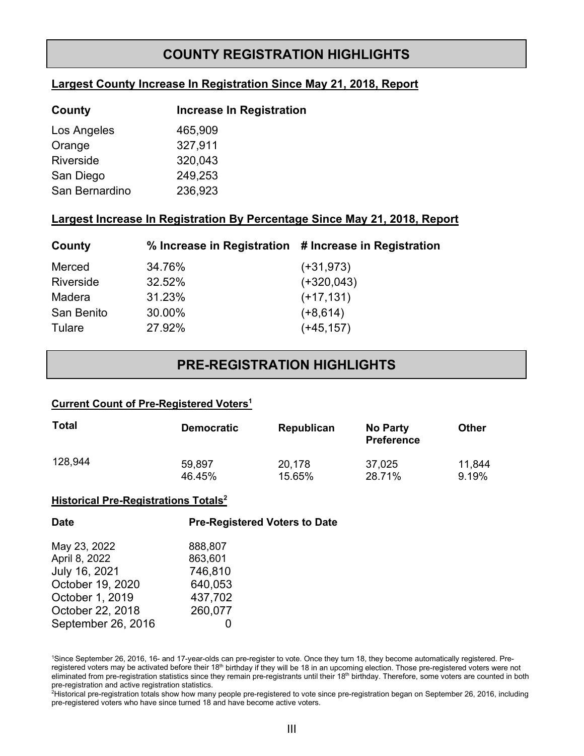## COUNTY REGISTRATION HIGHLIGHTS

**Largest County Increase In Registration Since May 21, 2018, Report**

| County | Increase In Registration |
|---|---|
| Los Angeles | 465,909 |
| Orange | 327,911 |
| Riverside | 320,043 |
| San Diego | 249,253 |
| San Bernardino | 236,923 |

**Largest Increase In Registration By Percentage Since May 21, 2018, Report**

| County | % Increase in Registration | # Increase in Registration |
|---|---|---|
| Merced | 34.76% | (+31,973) |
| Riverside | 32.52% | (+320,043) |
| Madera | 31.23% | (+17,131) |
| San Benito | 30.00% | (+8,614) |
| Tulare | 27.92% | (+45,157) |

## PRE-REGISTRATION HIGHLIGHTS

**Current Count of Pre-Registered Voters[1]**

| Total | Democratic | Republican | No Party Preference | Other |
|---|---|---|---|---|
| 128,944 | 59,897<br>46.45% | 20,178<br>15.65% | 37,025<br>28.71% | 11,844<br>9.19% |

**Historical Pre-Registrations Totals[2]**

| Date | Pre-Registered Voters to Date |
|---|---|
| May 23, 2022 | 888,807 |
| April 8, 2022 | 863,601 |
| July 16, 2021 | 746,810 |
| October 19, 2020 | 640,053 |
| October 1, 2019 | 437,702 |
| October 22, 2018 | 260,077 |
| September 26, 2016 | 0 |

[1]Since September 26, 2016, 16- and 17-year-olds can pre-register to vote. Once they turn 18, they become automatically registered. Pre-registered voters may be activated before their 18th birthday if they will be 18 in an upcoming election. Those pre-registered voters were not eliminated from pre-registration statistics since they remain pre-registrants until their 18th birthday. Therefore, some voters are counted in both pre-registration and active registration statistics.

[2]Historical pre-registration totals show how many people pre-registered to vote since pre-registration began on September 26, 2016, including pre-registered voters who have since turned 18 and have become active voters.